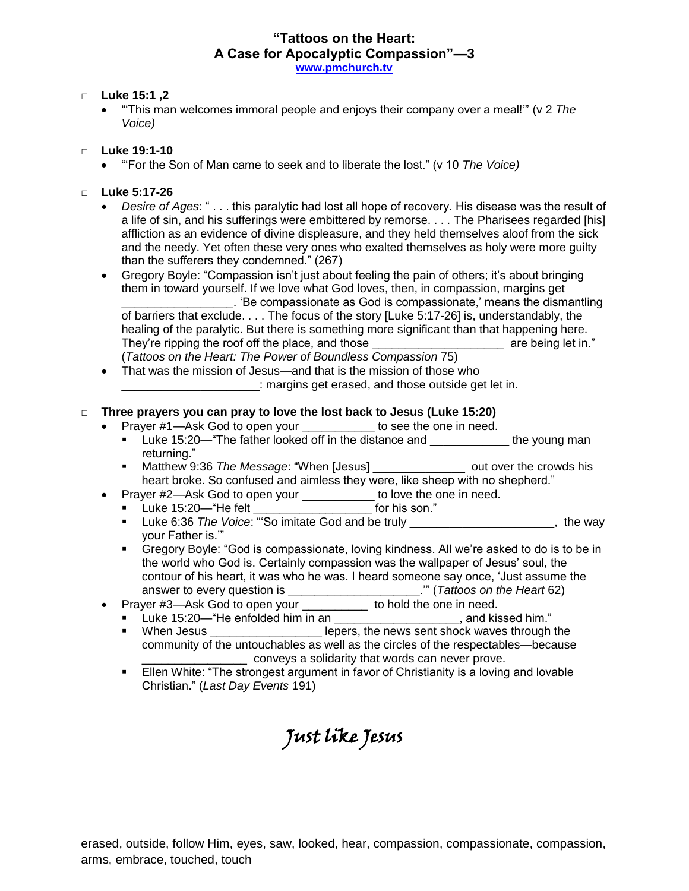# "Tattoos on the Heart: A Case for Apocalyptic Compassion"—3

www.pmchurch.tv

- **Luke 15:1 ,2**
  - "'This man welcomes immoral people and enjoys their company over a meal!'" (v 2 *The Voice)*

- **Luke 19:1-10**
  - "'For the Son of Man came to seek and to liberate the lost." (v 10 *The Voice)*

- **Luke 5:17-26**
  - *Desire of Ages*: " . . . this paralytic had lost all hope of recovery. His disease was the result of a life of sin, and his sufferings were embittered by remorse. . . . The Pharisees regarded [his] affliction as an evidence of divine displeasure, and they held themselves aloof from the sick and the needy. Yet often these very ones who exalted themselves as holy were more guilty than the sufferers they condemned." (267)
  - Gregory Boyle: "Compassion isn't just about feeling the pain of others; it's about bringing them in toward yourself. If we love what God loves, then, in compassion, margins get _________________. 'Be compassionate as God is compassionate,' means the dismantling of barriers that exclude. . . . The focus of the story [Luke 5:17-26] is, understandably, the healing of the paralytic. But there is something more significant than that happening here. They're ripping the roof off the place, and those ____________________ are being let in." (*Tattoos on the Heart: The Power of Boundless Compassion* 75)
  - That was the mission of Jesus—and that is the mission of those who _____________________: margins get erased, and those outside get let in.

- **Three prayers you can pray to love the lost back to Jesus (Luke 15:20)**
  - Prayer #1—Ask God to open your ___________ to see the one in need.
    - Luke 15:20—"The father looked off in the distance and ____________ the young man returning."
    - Matthew 9:36 *The Message*: "When [Jesus] ______________ out over the crowds his heart broke. So confused and aimless they were, like sheep with no shepherd."
  - Prayer #2—Ask God to open your ___________ to love the one in need.
    - Luke 15:20—"He felt __________________ for his son."
    - Luke 6:36 *The Voice*: "'So imitate God and be truly ______________________, the way your Father is.'"
    - Gregory Boyle: "God is compassionate, loving kindness. All we're asked to do is to be in the world who God is. Certainly compassion was the wallpaper of Jesus' soul, the contour of his heart, it was who he was. I heard someone say once, 'Just assume the answer to every question is ____________________.'" (*Tattoos on the Heart* 62)
  - Prayer #3—Ask God to open your __________ to hold the one in need.
    - Luke 15:20—"He enfolded him in an ___________________, and kissed him."
    - When Jesus _________________ lepers, the news sent shock waves through the community of the untouchables as well as the circles of the respectables—because ________________ conveys a solidarity that words can never prove.
    - Ellen White: "The strongest argument in favor of Christianity is a loving and lovable Christian." (*Last Day Events* 191)

*Just like Jesus*

erased, outside, follow Him, eyes, saw, looked, hear, compassion, compassionate, compassion, arms, embrace, touched, touch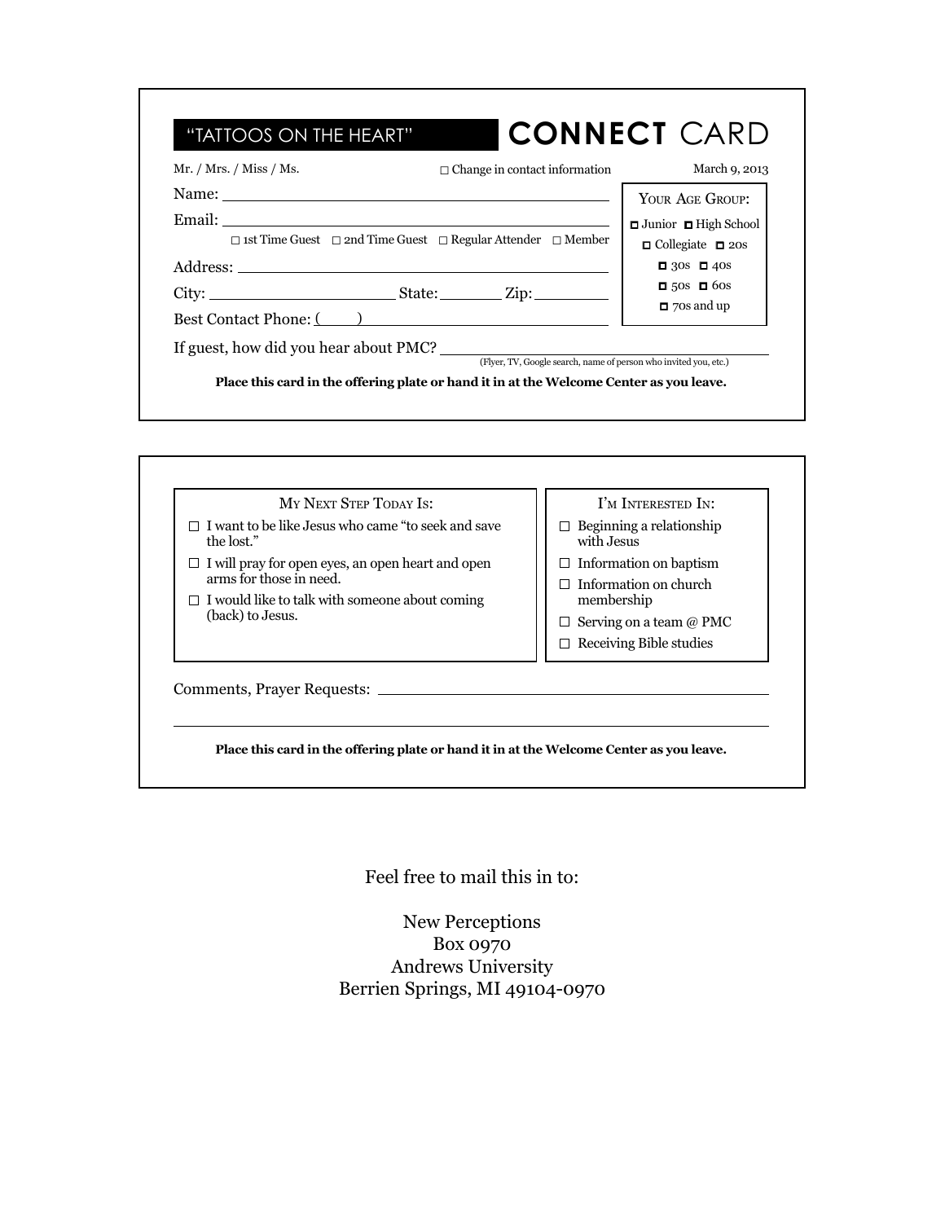"TATTOOS ON THE HEART"

# CONNECT CARD

Mr. / Mrs. / Miss / Ms. ☐ Change in contact information March 9, 2013

Name: \_\_\_\_\_\_\_\_\_\_\_\_\_\_\_\_\_\_\_\_\_\_\_\_\_\_\_\_\_\_\_\_\_\_\_\_\_\_\_\_

Email: \_\_\_\_\_\_\_\_\_\_\_\_\_\_\_\_\_\_\_\_\_\_\_\_\_\_\_\_\_\_\_\_\_\_\_\_\_\_\_\_

☐ 1st Time Guest ☐ 2nd Time Guest ☐ Regular Attender ☐ Member

Address: \_\_\_\_\_\_\_\_\_\_\_\_\_\_\_\_\_\_\_\_\_\_\_\_\_\_\_\_\_\_\_\_\_\_\_\_\_\_\_\_

City: \_\_\_\_\_\_\_\_\_\_\_\_\_\_\_\_\_\_\_\_ State: \_\_\_\_\_\_\_\_ Zip: \_\_\_\_\_\_\_\_\_\_

Best Contact Phone: ( )

**Your Age Group:**

☐ Junior ☐ High School
☐ Collegiate ☐ 20s
☐ 30s ☐ 40s
☐ 50s ☐ 60s
☐ 70s and up

If guest, how did you hear about PMC? \_\_\_\_\_\_\_\_\_\_\_\_\_\_\_\_\_\_\_\_\_\_\_\_\_\_\_\_\_\_

(Flyer, TV, Google search, name of person who invited you, etc.)

**Place this card in the offering plate or hand it in at the Welcome Center as you leave.**

---

**My Next Step Today Is:**

- ☐ I want to be like Jesus who came "to seek and save the lost."
- ☐ I will pray for open eyes, an open heart and open arms for those in need.
- ☐ I would like to talk with someone about coming (back) to Jesus.

**I'm Interested In:**

- ☐ Beginning a relationship with Jesus
- ☐ Information on baptism
- ☐ Information on church membership
- ☐ Serving on a team @ PMC
- ☐ Receiving Bible studies

Comments, Prayer Requests: \_\_\_\_\_\_\_\_\_\_\_\_\_\_\_\_\_\_\_\_\_\_\_\_\_\_\_\_\_\_\_\_\_\_\_\_\_\_\_\_

\_\_\_\_\_\_\_\_\_\_\_\_\_\_\_\_\_\_\_\_\_\_\_\_\_\_\_\_\_\_\_\_\_\_\_\_\_\_\_\_\_\_\_\_\_\_\_\_\_\_\_\_\_\_\_\_\_\_\_\_\_\_\_\_

**Place this card in the offering plate or hand it in at the Welcome Center as you leave.**

---

Feel free to mail this in to:

New Perceptions
Box 0970
Andrews University
Berrien Springs, MI 49104-0970